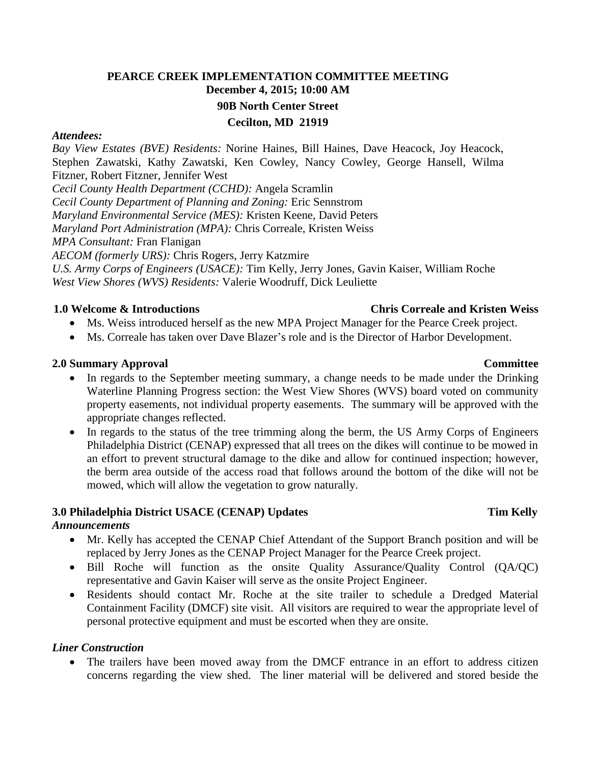# PEARCE CREEK IMPLEMENTATION COMMITTEE MEETING

**December 4, 2015; 10:00 AM**

**90B North Center Street**

**Cecilton, MD 21919**

***Attendees:***

*Bay View Estates (BVE) Residents:* Norine Haines, Bill Haines, Dave Heacock, Joy Heacock, Stephen Zawatski, Kathy Zawatski, Ken Cowley, Nancy Cowley, George Hansell, Wilma Fitzner, Robert Fitzner, Jennifer West

*Cecil County Health Department (CCHD):* Angela Scramlin

*Cecil County Department of Planning and Zoning:* Eric Sennstrom

*Maryland Environmental Service (MES):* Kristen Keene, David Peters

*Maryland Port Administration (MPA):* Chris Correale, Kristen Weiss

*MPA Consultant:* Fran Flanigan

*AECOM (formerly URS):* Chris Rogers, Jerry Katzmire

*U.S. Army Corps of Engineers (USACE):* Tim Kelly, Jerry Jones, Gavin Kaiser, William Roche

*West View Shores (WVS) Residents:* Valerie Woodruff, Dick Leuliette

## 1.0 Welcome & Introductions — Chris Correale and Kristen Weiss

- Ms. Weiss introduced herself as the new MPA Project Manager for the Pearce Creek project.
- Ms. Correale has taken over Dave Blazer's role and is the Director of Harbor Development.

## 2.0 Summary Approval — Committee

- In regards to the September meeting summary, a change needs to be made under the Drinking Waterline Planning Progress section: the West View Shores (WVS) board voted on community property easements, not individual property easements. The summary will be approved with the appropriate changes reflected.
- In regards to the status of the tree trimming along the berm, the US Army Corps of Engineers Philadelphia District (CENAP) expressed that all trees on the dikes will continue to be mowed in an effort to prevent structural damage to the dike and allow for continued inspection; however, the berm area outside of the access road that follows around the bottom of the dike will not be mowed, which will allow the vegetation to grow naturally.

## 3.0 Philadelphia District USACE (CENAP) Updates — Tim Kelly

***Announcements***

- Mr. Kelly has accepted the CENAP Chief Attendant of the Support Branch position and will be replaced by Jerry Jones as the CENAP Project Manager for the Pearce Creek project.
- Bill Roche will function as the onsite Quality Assurance/Quality Control (QA/QC) representative and Gavin Kaiser will serve as the onsite Project Engineer.
- Residents should contact Mr. Roche at the site trailer to schedule a Dredged Material Containment Facility (DMCF) site visit. All visitors are required to wear the appropriate level of personal protective equipment and must be escorted when they are onsite.

***Liner Construction***

- The trailers have been moved away from the DMCF entrance in an effort to address citizen concerns regarding the view shed. The liner material will be delivered and stored beside the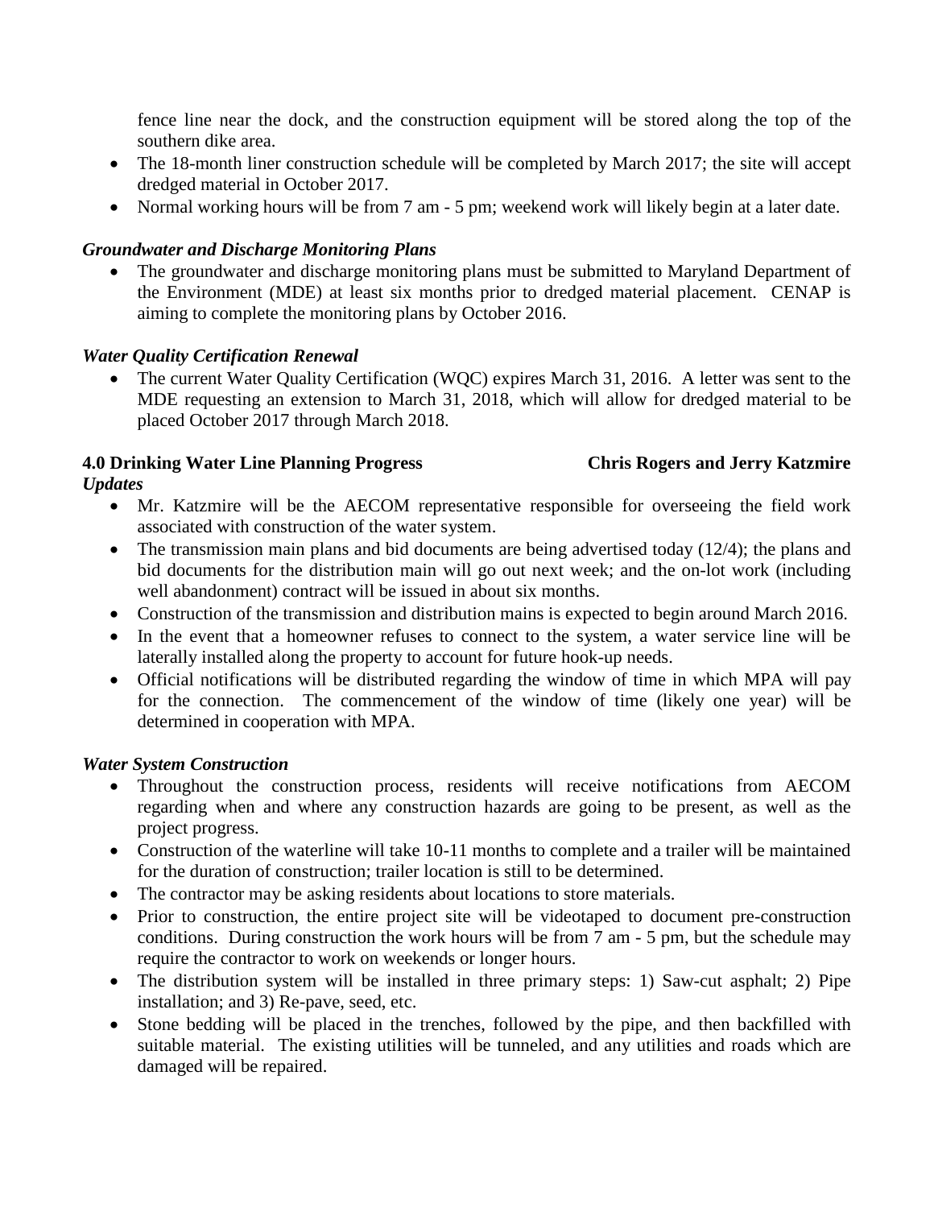fence line near the dock, and the construction equipment will be stored along the top of the southern dike area.

- The 18-month liner construction schedule will be completed by March 2017; the site will accept dredged material in October 2017.
- Normal working hours will be from 7 am - 5 pm; weekend work will likely begin at a later date.

***Groundwater and Discharge Monitoring Plans***

- The groundwater and discharge monitoring plans must be submitted to Maryland Department of the Environment (MDE) at least six months prior to dredged material placement. CENAP is aiming to complete the monitoring plans by October 2016.

***Water Quality Certification Renewal***

- The current Water Quality Certification (WQC) expires March 31, 2016. A letter was sent to the MDE requesting an extension to March 31, 2018, which will allow for dredged material to be placed October 2017 through March 2018.

**4.0 Drinking Water Line Planning Progress — Chris Rogers and Jerry Katzmire**

***Updates***

- Mr. Katzmire will be the AECOM representative responsible for overseeing the field work associated with construction of the water system.
- The transmission main plans and bid documents are being advertised today (12/4); the plans and bid documents for the distribution main will go out next week; and the on-lot work (including well abandonment) contract will be issued in about six months.
- Construction of the transmission and distribution mains is expected to begin around March 2016.
- In the event that a homeowner refuses to connect to the system, a water service line will be laterally installed along the property to account for future hook-up needs.
- Official notifications will be distributed regarding the window of time in which MPA will pay for the connection. The commencement of the window of time (likely one year) will be determined in cooperation with MPA.

***Water System Construction***

- Throughout the construction process, residents will receive notifications from AECOM regarding when and where any construction hazards are going to be present, as well as the project progress.
- Construction of the waterline will take 10-11 months to complete and a trailer will be maintained for the duration of construction; trailer location is still to be determined.
- The contractor may be asking residents about locations to store materials.
- Prior to construction, the entire project site will be videotaped to document pre-construction conditions. During construction the work hours will be from 7 am - 5 pm, but the schedule may require the contractor to work on weekends or longer hours.
- The distribution system will be installed in three primary steps: 1) Saw-cut asphalt; 2) Pipe installation; and 3) Re-pave, seed, etc.
- Stone bedding will be placed in the trenches, followed by the pipe, and then backfilled with suitable material. The existing utilities will be tunneled, and any utilities and roads which are damaged will be repaired.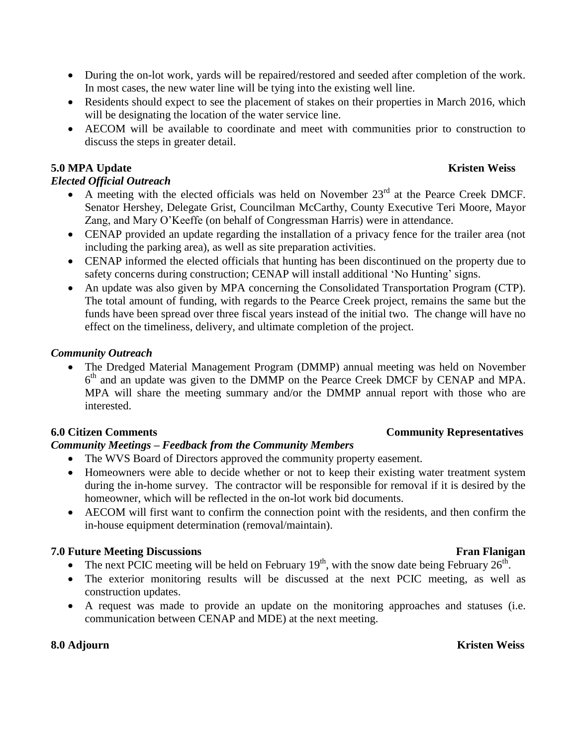- During the on-lot work, yards will be repaired/restored and seeded after completion of the work. In most cases, the new water line will be tying into the existing well line.
- Residents should expect to see the placement of stakes on their properties in March 2016, which will be designating the location of the water service line.
- AECOM will be available to coordinate and meet with communities prior to construction to discuss the steps in greater detail.

**5.0 MPA Update** **Kristen Weiss**

***Elected Official Outreach***

- A meeting with the elected officials was held on November 23rd at the Pearce Creek DMCF. Senator Hershey, Delegate Grist, Councilman McCarthy, County Executive Teri Moore, Mayor Zang, and Mary O'Keeffe (on behalf of Congressman Harris) were in attendance.
- CENAP provided an update regarding the installation of a privacy fence for the trailer area (not including the parking area), as well as site preparation activities.
- CENAP informed the elected officials that hunting has been discontinued on the property due to safety concerns during construction; CENAP will install additional 'No Hunting' signs.
- An update was also given by MPA concerning the Consolidated Transportation Program (CTP). The total amount of funding, with regards to the Pearce Creek project, remains the same but the funds have been spread over three fiscal years instead of the initial two. The change will have no effect on the timeliness, delivery, and ultimate completion of the project.

***Community Outreach***

- The Dredged Material Management Program (DMMP) annual meeting was held on November 6th and an update was given to the DMMP on the Pearce Creek DMCF by CENAP and MPA. MPA will share the meeting summary and/or the DMMP annual report with those who are interested.

**6.0 Citizen Comments** **Community Representatives**

***Community Meetings – Feedback from the Community Members***

- The WVS Board of Directors approved the community property easement.
- Homeowners were able to decide whether or not to keep their existing water treatment system during the in-home survey. The contractor will be responsible for removal if it is desired by the homeowner, which will be reflected in the on-lot work bid documents.
- AECOM will first want to confirm the connection point with the residents, and then confirm the in-house equipment determination (removal/maintain).

**7.0 Future Meeting Discussions** **Fran Flanigan**

- The next PCIC meeting will be held on February 19th, with the snow date being February 26th.
- The exterior monitoring results will be discussed at the next PCIC meeting, as well as construction updates.
- A request was made to provide an update on the monitoring approaches and statuses (i.e. communication between CENAP and MDE) at the next meeting.

**8.0 Adjourn** **Kristen Weiss**